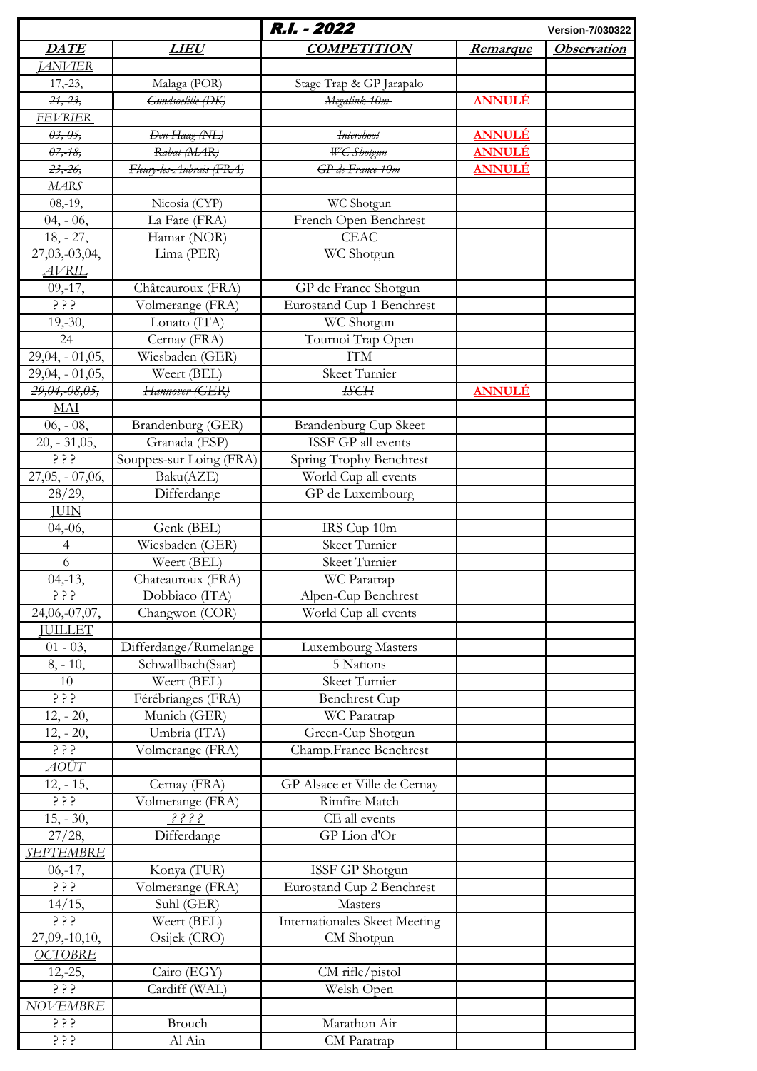| | | **R.I. - 2022** | | Version-7/030322 |
|---|---|---|---|---|
| ***DATE*** | ***LIEU*** | ***COMPETITION*** | ***Remarque*** | ***Observation*** |
| *JANVIER* | | | | |
| 17,-23, | Malaga (POR) | Stage Trap & GP Jarapalo | | |
| ~~*21,-23,*~~ | ~~*Gundsoelille (DK)*~~ | ~~*Megalink 10m*~~ | **ANNULÉ** | |
| *FEVRIER* | | | | |
| ~~*03,-05,*~~ | ~~*Den Haag (NL)*~~ | ~~*Intershoot*~~ | **ANNULÉ** | |
| ~~*07,-18,*~~ | ~~*Rabat (MAR)*~~ | ~~*WC Shotgun*~~ | **ANNULÉ** | |
| ~~*23,-26,*~~ | ~~*Fleury-les-Aubrais (FRA)*~~ | ~~*GP de France 10m*~~ | **ANNULÉ** | |
| *MARS* | | | | |
| 08,-19, | Nicosia (CYP) | WC Shotgun | | |
| 04, - 06, | La Fare (FRA) | French Open Benchrest | | |
| 18, - 27, | Hamar (NOR) | CEAC | | |
| 27,03,-03,04, | Lima (PER) | WC Shotgun | | |
| *AVRIL* | | | | |
| 09,-17, | Châteauroux (FRA) | GP de France Shotgun | | |
| ? ? ? | Volmerange (FRA) | Eurostand Cup 1 Benchrest | | |
| 19,-30, | Lonato (ITA) | WC Shotgun | | |
| 24 | Cernay (FRA) | Tournoi Trap Open | | |
| 29,04, - 01,05, | Wiesbaden (GER) | ITM | | |
| 29,04, - 01,05, | Weert (BEL) | Skeet Turnier | | |
| ~~*29,04,-08,05,*~~ | ~~*Hannover (GER)*~~ | ~~*ISCH*~~ | **ANNULÉ** | |
| MAI | | | | |
| 06, - 08, | Brandenburg (GER) | Brandenburg Cup Skeet | | |
| 20, - 31,05, | Granada (ESP) | ISSF GP all events | | |
| ? ? ? | Souppes-sur Loing (FRA) | Spring Trophy Benchrest | | |
| 27,05, - 07,06, | Baku(AZE) | World Cup all events | | |
| 28/29, | Differdange | GP de Luxembourg | | |
| JUIN | | | | |
| 04,-06, | Genk (BEL) | IRS Cup 10m | | |
| 4 | Wiesbaden (GER) | Skeet Turnier | | |
| 6 | Weert (BEL) | Skeet Turnier | | |
| 04,-13, | Chateauroux (FRA) | WC Paratrap | | |
| ? ? ? | Dobbiaco (ITA) | Alpen-Cup Benchrest | | |
| 24,06,-07,07, | Changwon (COR) | World Cup all events | | |
| JUILLET | | | | |
| 01 - 03, | Differdange/Rumelange | Luxembourg Masters | | |
| 8, - 10, | Schwallbach(Saar) | 5 Nations | | |
| 10 | Weert (BEL) | Skeet Turnier | | |
| ? ? ? | Férébrianges (FRA) | Benchrest Cup | | |
| 12, - 20, | Munich (GER) | WC Paratrap | | |
| 12, - 20, | Umbria (ITA) | Green-Cup Shotgun | | |
| ? ? ? | Volmerange (FRA) | Champ.France Benchrest | | |
| *AOÛT* | | | | |
| 12, - 15, | Cernay (FRA) | GP Alsace et Ville de Cernay | | |
| ? ? ? | Volmerange (FRA) | Rimfire Match | | |
| 15, - 30, | *? ? ? ?* | CE all events | | |
| 27/28, | Differdange | GP Lion d'Or | | |
| *SEPTEMBRE* | | | | |
| 06,-17, | Konya (TUR) | ISSF GP Shotgun | | |
| ? ? ? | Volmerange (FRA) | Eurostand Cup 2 Benchrest | | |
| 14/15, | Suhl (GER) | Masters | | |
| ? ? ? | Weert (BEL) | Internationales Skeet Meeting | | |
| 27,09,-10,10, | Osijek (CRO) | CM Shotgun | | |
| *OCTOBRE* | | | | |
| 12,-25, | Cairo (EGY) | CM rifle/pistol | | |
| ? ? ? | Cardiff (WAL) | Welsh Open | | |
| *NOVEMBRE* | | | | |
| ? ? ? | Brouch | Marathon Air | | |
| ? ? ? | Al Ain | CM Paratrap | | |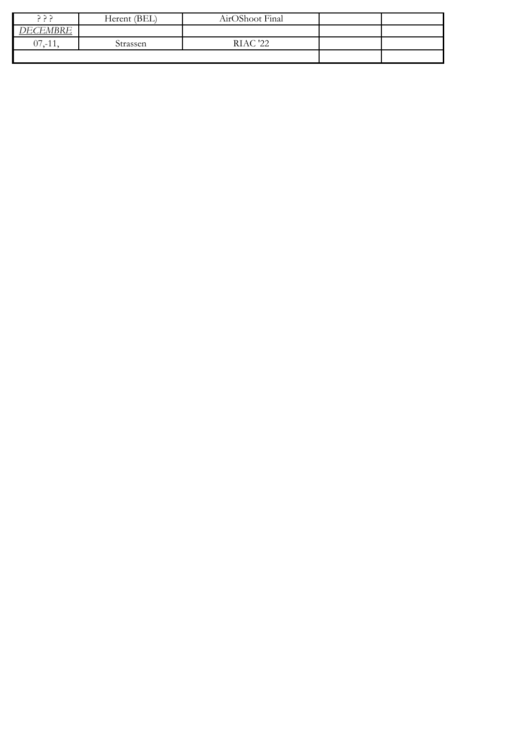| | | | | |
|---|---|---|---|---|
| ? ? ? | Herent (BEL) | AirOShoot Final | | |
| *DECEMBRE* | | | | |
| 07,-11, | Strassen | RIAC '22 | | |
| | | | | |